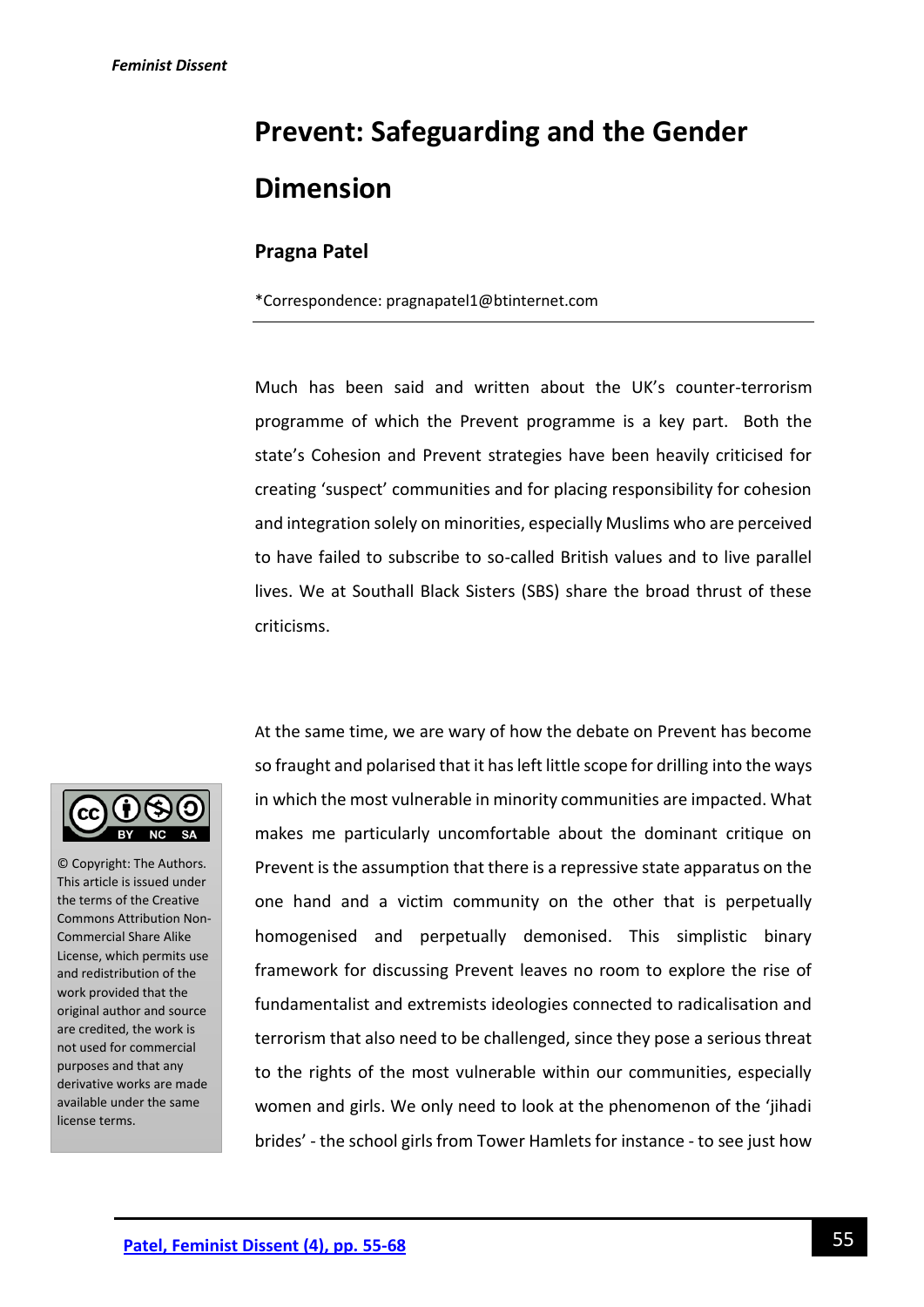# Prevent: Safeguarding and the Gender Dimension

**Pragna Patel**

*Correspondence: pragnapatel1@btinternet.com

Much has been said and written about the UK's counter-terrorism programme of which the Prevent programme is a key part. Both the state's Cohesion and Prevent strategies have been heavily criticised for creating 'suspect' communities and for placing responsibility for cohesion and integration solely on minorities, especially Muslims who are perceived to have failed to subscribe to so-called British values and to live parallel lives. We at Southall Black Sisters (SBS) share the broad thrust of these criticisms.

At the same time, we are wary of how the debate on Prevent has become so fraught and polarised that it has left little scope for drilling into the ways in which the most vulnerable in minority communities are impacted. What makes me particularly uncomfortable about the dominant critique on Prevent is the assumption that there is a repressive state apparatus on the one hand and a victim community on the other that is perpetually homogenised and perpetually demonised. This simplistic binary framework for discussing Prevent leaves no room to explore the rise of fundamentalist and extremists ideologies connected to radicalisation and terrorism that also need to be challenged, since they pose a serious threat to the rights of the most vulnerable within our communities, especially women and girls. We only need to look at the phenomenon of the 'jihadi brides' - the school girls from Tower Hamlets for instance - to see just how

© Copyright: The Authors. This article is issued under the terms of the Creative Commons Attribution Non-Commercial Share Alike License, which permits use and redistribution of the work provided that the original author and source are credited, the work is not used for commercial purposes and that any derivative works are made available under the same license terms.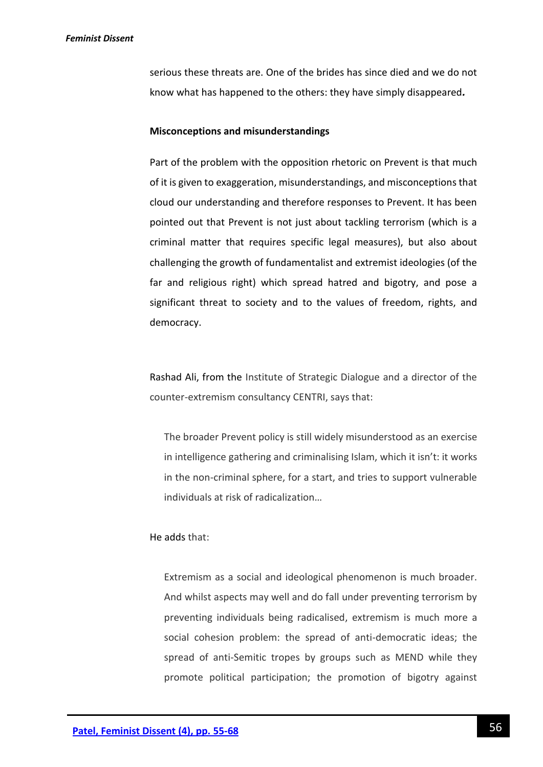serious these threats are. One of the brides has since died and we do not know what has happened to the others: they have simply disappeared***.***

**Misconceptions and misunderstandings**

Part of the problem with the opposition rhetoric on Prevent is that much of it is given to exaggeration, misunderstandings, and misconceptions that cloud our understanding and therefore responses to Prevent. It has been pointed out that Prevent is not just about tackling terrorism (which is a criminal matter that requires specific legal measures), but also about challenging the growth of fundamentalist and extremist ideologies (of the far and religious right) which spread hatred and bigotry, and pose a significant threat to society and to the values of freedom, rights, and democracy.

Rashad Ali, from the Institute of Strategic Dialogue and a director of the counter-extremism consultancy CENTRI, says that:

> The broader Prevent policy is still widely misunderstood as an exercise in intelligence gathering and criminalising Islam, which it isn't: it works in the non-criminal sphere, for a start, and tries to support vulnerable individuals at risk of radicalization…

He adds that:

> Extremism as a social and ideological phenomenon is much broader. And whilst aspects may well and do fall under preventing terrorism by preventing individuals being radicalised, extremism is much more a social cohesion problem: the spread of anti-democratic ideas; the spread of anti-Semitic tropes by groups such as MEND while they promote political participation; the promotion of bigotry against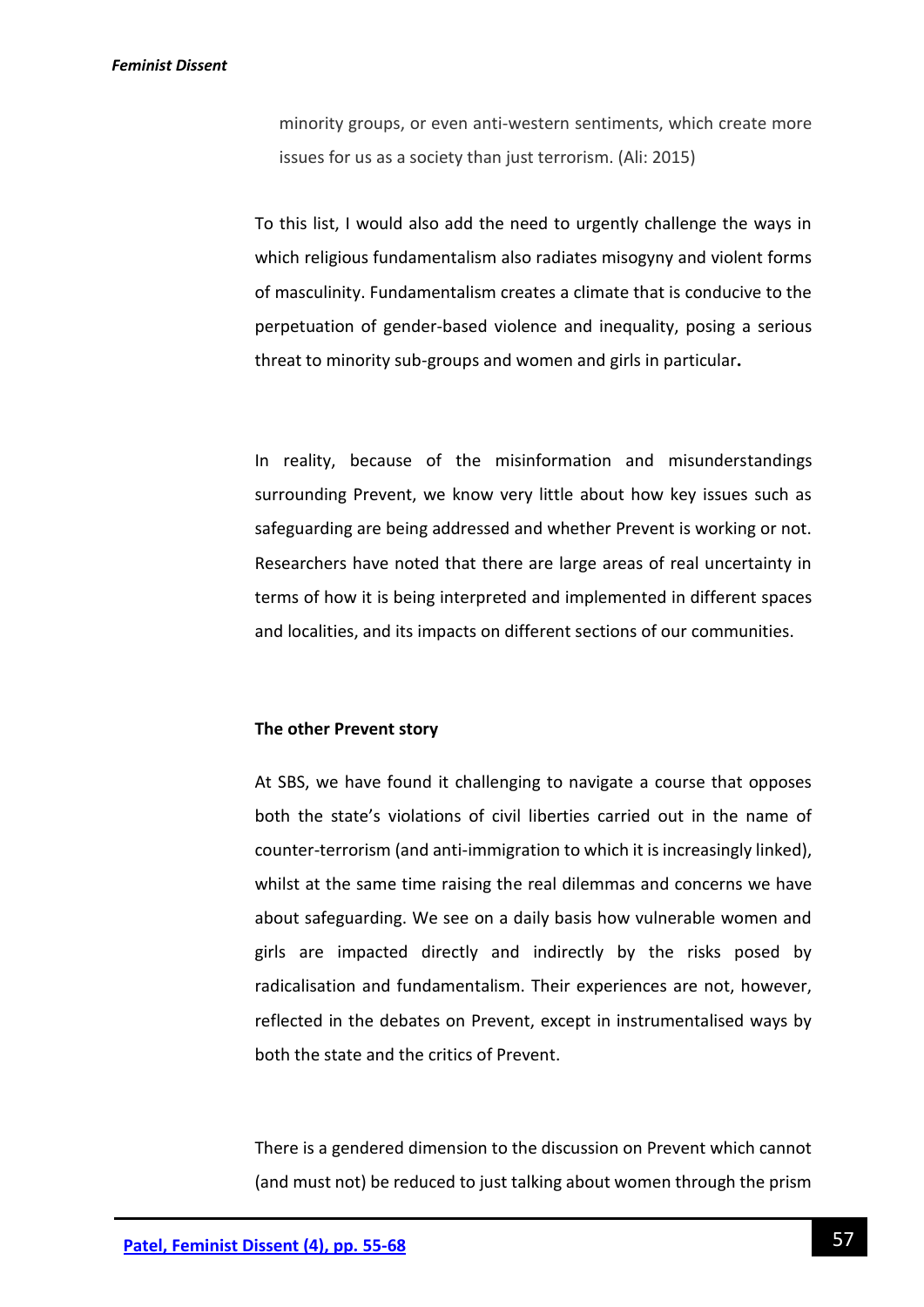> minority groups, or even anti-western sentiments, which create more issues for us as a society than just terrorism. (Ali: 2015)

To this list, I would also add the need to urgently challenge the ways in which religious fundamentalism also radiates misogyny and violent forms of masculinity. Fundamentalism creates a climate that is conducive to the perpetuation of gender-based violence and inequality, posing a serious threat to minority sub-groups and women and girls in particular**.**

In reality, because of the misinformation and misunderstandings surrounding Prevent, we know very little about how key issues such as safeguarding are being addressed and whether Prevent is working or not. Researchers have noted that there are large areas of real uncertainty in terms of how it is being interpreted and implemented in different spaces and localities, and its impacts on different sections of our communities.

**The other Prevent story**

At SBS, we have found it challenging to navigate a course that opposes both the state's violations of civil liberties carried out in the name of counter-terrorism (and anti-immigration to which it is increasingly linked), whilst at the same time raising the real dilemmas and concerns we have about safeguarding. We see on a daily basis how vulnerable women and girls are impacted directly and indirectly by the risks posed by radicalisation and fundamentalism. Their experiences are not, however, reflected in the debates on Prevent, except in instrumentalised ways by both the state and the critics of Prevent.

There is a gendered dimension to the discussion on Prevent which cannot (and must not) be reduced to just talking about women through the prism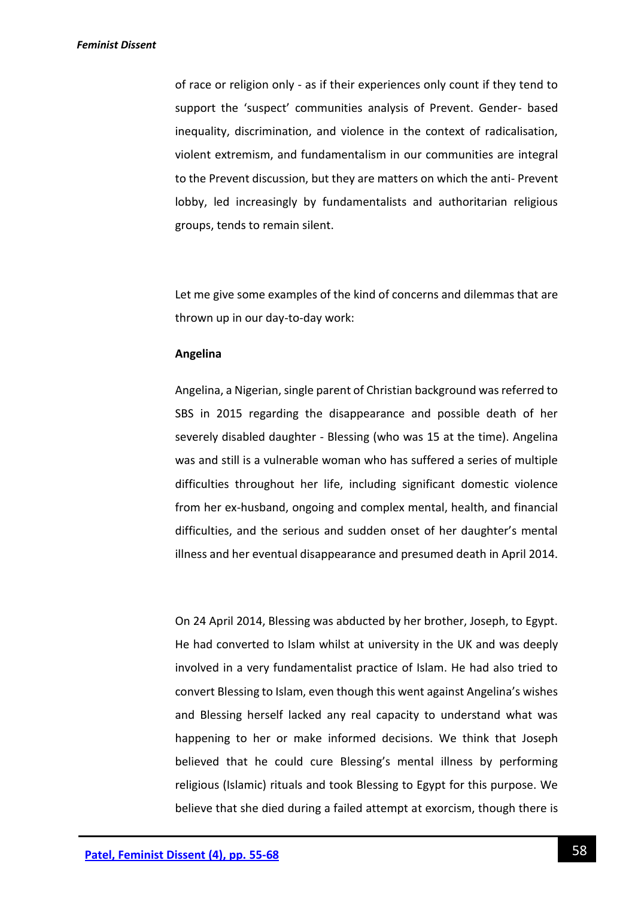of race or religion only - as if their experiences only count if they tend to support the 'suspect' communities analysis of Prevent. Gender- based inequality, discrimination, and violence in the context of radicalisation, violent extremism, and fundamentalism in our communities are integral to the Prevent discussion, but they are matters on which the anti- Prevent lobby, led increasingly by fundamentalists and authoritarian religious groups, tends to remain silent.

Let me give some examples of the kind of concerns and dilemmas that are thrown up in our day-to-day work:

**Angelina**

Angelina, a Nigerian, single parent of Christian background was referred to SBS in 2015 regarding the disappearance and possible death of her severely disabled daughter - Blessing (who was 15 at the time). Angelina was and still is a vulnerable woman who has suffered a series of multiple difficulties throughout her life, including significant domestic violence from her ex-husband, ongoing and complex mental, health, and financial difficulties, and the serious and sudden onset of her daughter's mental illness and her eventual disappearance and presumed death in April 2014.

On 24 April 2014, Blessing was abducted by her brother, Joseph, to Egypt. He had converted to Islam whilst at university in the UK and was deeply involved in a very fundamentalist practice of Islam. He had also tried to convert Blessing to Islam, even though this went against Angelina's wishes and Blessing herself lacked any real capacity to understand what was happening to her or make informed decisions. We think that Joseph believed that he could cure Blessing's mental illness by performing religious (Islamic) rituals and took Blessing to Egypt for this purpose. We believe that she died during a failed attempt at exorcism, though there is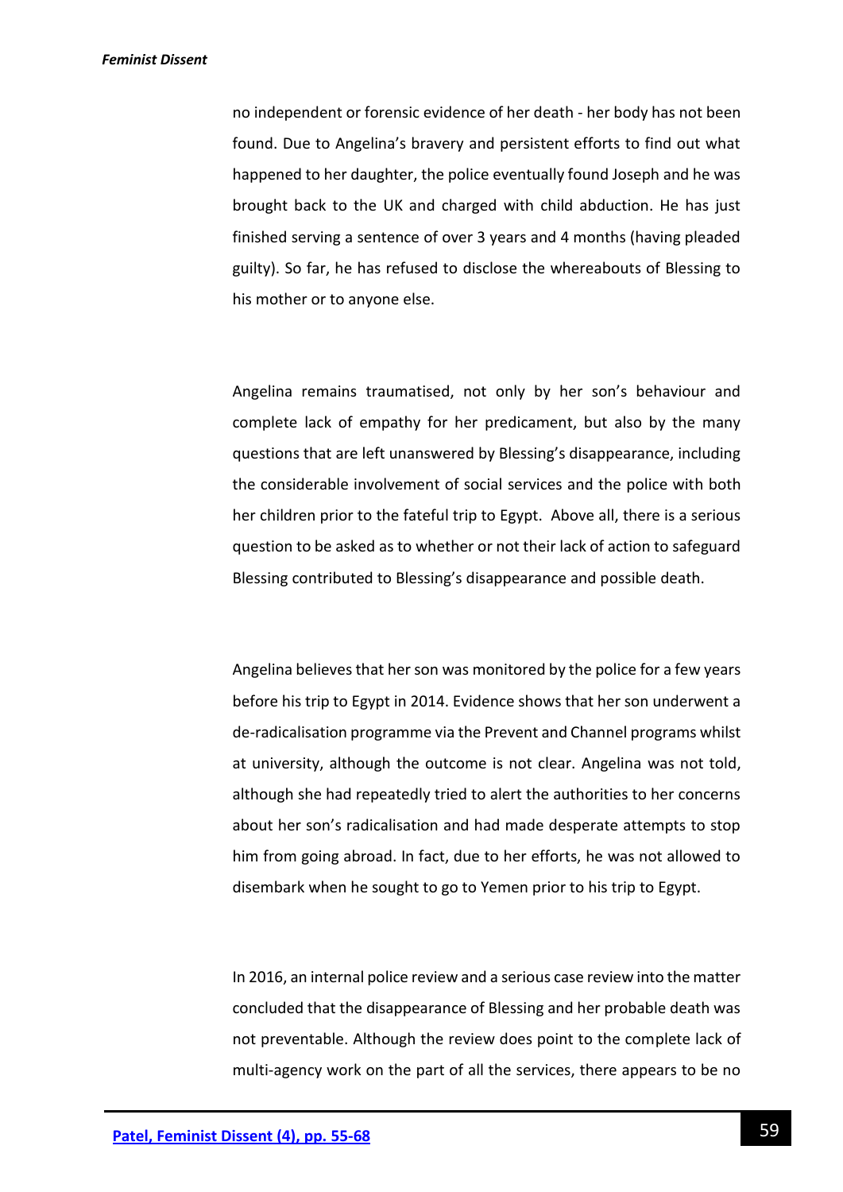no independent or forensic evidence of her death - her body has not been found. Due to Angelina's bravery and persistent efforts to find out what happened to her daughter, the police eventually found Joseph and he was brought back to the UK and charged with child abduction. He has just finished serving a sentence of over 3 years and 4 months (having pleaded guilty). So far, he has refused to disclose the whereabouts of Blessing to his mother or to anyone else.

Angelina remains traumatised, not only by her son's behaviour and complete lack of empathy for her predicament, but also by the many questions that are left unanswered by Blessing's disappearance, including the considerable involvement of social services and the police with both her children prior to the fateful trip to Egypt. Above all, there is a serious question to be asked as to whether or not their lack of action to safeguard Blessing contributed to Blessing's disappearance and possible death.

Angelina believes that her son was monitored by the police for a few years before his trip to Egypt in 2014. Evidence shows that her son underwent a de-radicalisation programme via the Prevent and Channel programs whilst at university, although the outcome is not clear. Angelina was not told, although she had repeatedly tried to alert the authorities to her concerns about her son's radicalisation and had made desperate attempts to stop him from going abroad. In fact, due to her efforts, he was not allowed to disembark when he sought to go to Yemen prior to his trip to Egypt.

In 2016, an internal police review and a serious case review into the matter concluded that the disappearance of Blessing and her probable death was not preventable. Although the review does point to the complete lack of multi-agency work on the part of all the services, there appears to be no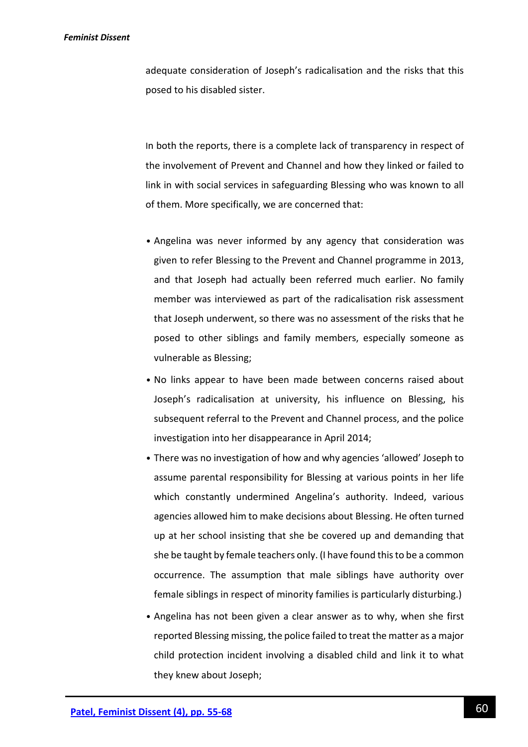adequate consideration of Joseph's radicalisation and the risks that this posed to his disabled sister.

In both the reports, there is a complete lack of transparency in respect of the involvement of Prevent and Channel and how they linked or failed to link in with social services in safeguarding Blessing who was known to all of them. More specifically, we are concerned that:

- Angelina was never informed by any agency that consideration was given to refer Blessing to the Prevent and Channel programme in 2013, and that Joseph had actually been referred much earlier. No family member was interviewed as part of the radicalisation risk assessment that Joseph underwent, so there was no assessment of the risks that he posed to other siblings and family members, especially someone as vulnerable as Blessing;
- No links appear to have been made between concerns raised about Joseph's radicalisation at university, his influence on Blessing, his subsequent referral to the Prevent and Channel process, and the police investigation into her disappearance in April 2014;
- There was no investigation of how and why agencies 'allowed' Joseph to assume parental responsibility for Blessing at various points in her life which constantly undermined Angelina's authority. Indeed, various agencies allowed him to make decisions about Blessing. He often turned up at her school insisting that she be covered up and demanding that she be taught by female teachers only. (I have found this to be a common occurrence. The assumption that male siblings have authority over female siblings in respect of minority families is particularly disturbing.)
- Angelina has not been given a clear answer as to why, when she first reported Blessing missing, the police failed to treat the matter as a major child protection incident involving a disabled child and link it to what they knew about Joseph;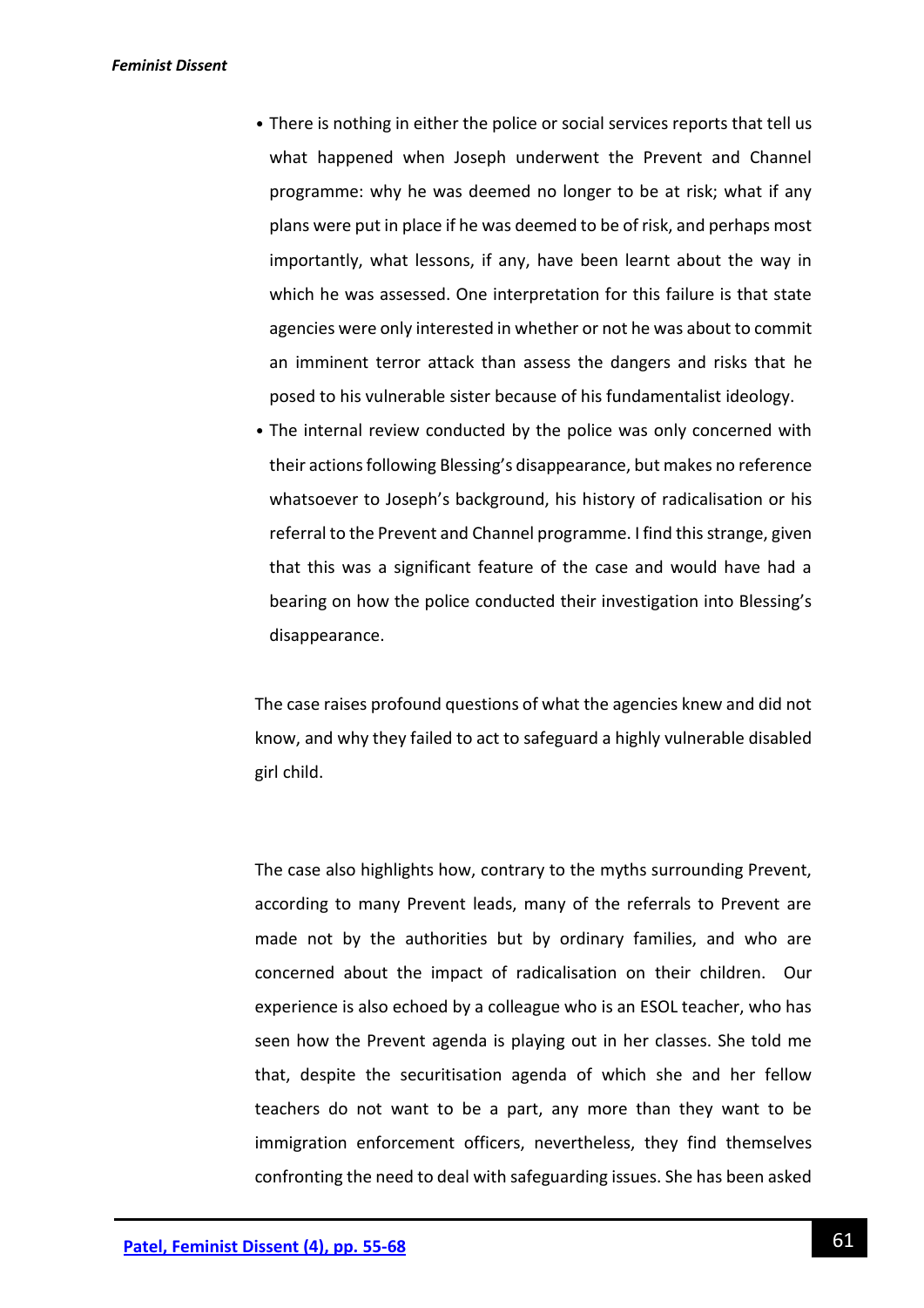- There is nothing in either the police or social services reports that tell us what happened when Joseph underwent the Prevent and Channel programme: why he was deemed no longer to be at risk; what if any plans were put in place if he was deemed to be of risk, and perhaps most importantly, what lessons, if any, have been learnt about the way in which he was assessed. One interpretation for this failure is that state agencies were only interested in whether or not he was about to commit an imminent terror attack than assess the dangers and risks that he posed to his vulnerable sister because of his fundamentalist ideology.
- The internal review conducted by the police was only concerned with their actions following Blessing's disappearance, but makes no reference whatsoever to Joseph's background, his history of radicalisation or his referral to the Prevent and Channel programme. I find this strange, given that this was a significant feature of the case and would have had a bearing on how the police conducted their investigation into Blessing's disappearance.

The case raises profound questions of what the agencies knew and did not know, and why they failed to act to safeguard a highly vulnerable disabled girl child.

The case also highlights how, contrary to the myths surrounding Prevent, according to many Prevent leads, many of the referrals to Prevent are made not by the authorities but by ordinary families, and who are concerned about the impact of radicalisation on their children. Our experience is also echoed by a colleague who is an ESOL teacher, who has seen how the Prevent agenda is playing out in her classes. She told me that, despite the securitisation agenda of which she and her fellow teachers do not want to be a part, any more than they want to be immigration enforcement officers, nevertheless, they find themselves confronting the need to deal with safeguarding issues. She has been asked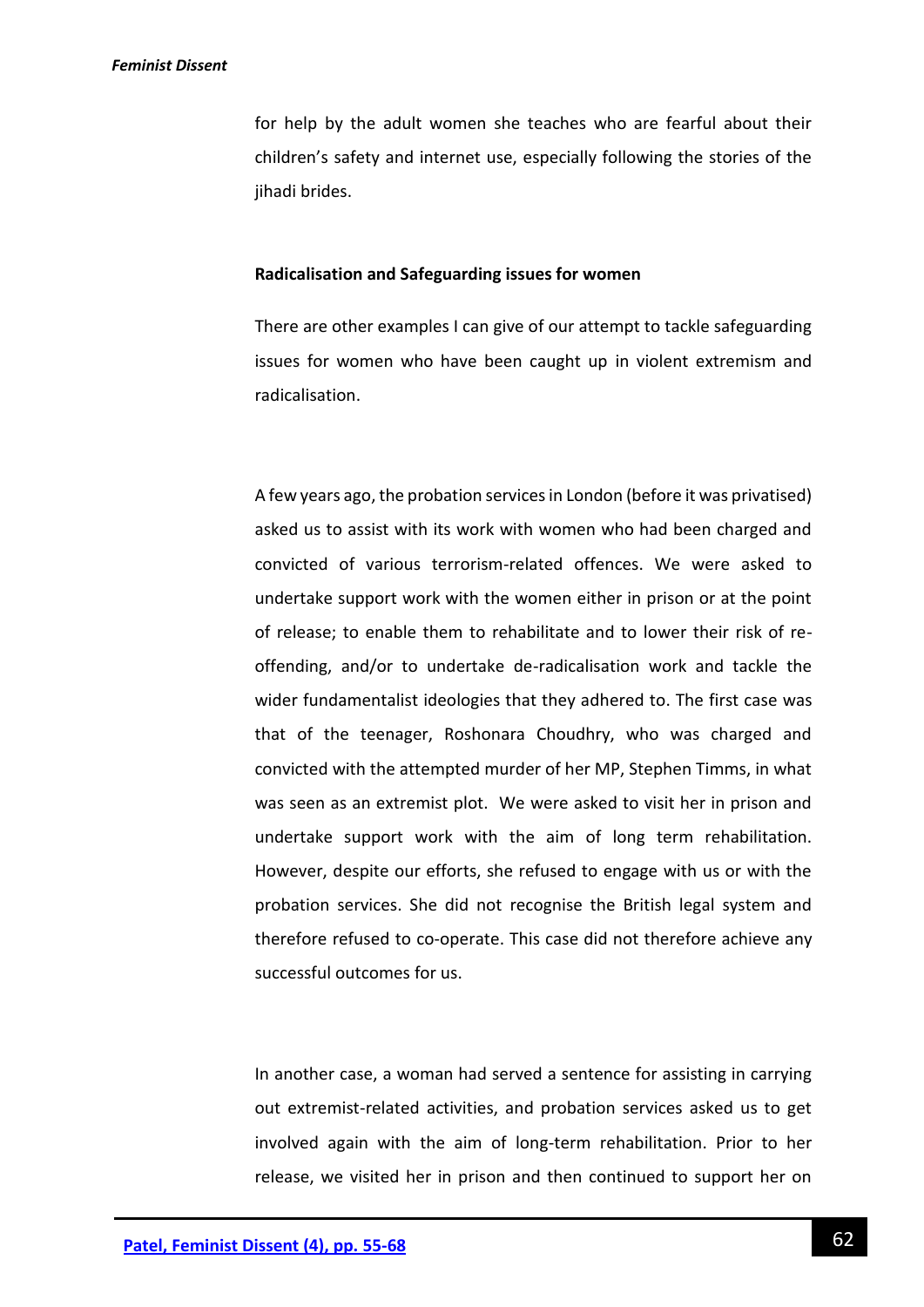for help by the adult women she teaches who are fearful about their children's safety and internet use, especially following the stories of the jihadi brides.

**Radicalisation and Safeguarding issues for women**

There are other examples I can give of our attempt to tackle safeguarding issues for women who have been caught up in violent extremism and radicalisation.

A few years ago, the probation services in London (before it was privatised) asked us to assist with its work with women who had been charged and convicted of various terrorism-related offences. We were asked to undertake support work with the women either in prison or at the point of release; to enable them to rehabilitate and to lower their risk of re-offending, and/or to undertake de-radicalisation work and tackle the wider fundamentalist ideologies that they adhered to. The first case was that of the teenager, Roshonara Choudhry, who was charged and convicted with the attempted murder of her MP, Stephen Timms, in what was seen as an extremist plot. We were asked to visit her in prison and undertake support work with the aim of long term rehabilitation. However, despite our efforts, she refused to engage with us or with the probation services. She did not recognise the British legal system and therefore refused to co-operate. This case did not therefore achieve any successful outcomes for us.

In another case, a woman had served a sentence for assisting in carrying out extremist-related activities, and probation services asked us to get involved again with the aim of long-term rehabilitation. Prior to her release, we visited her in prison and then continued to support her on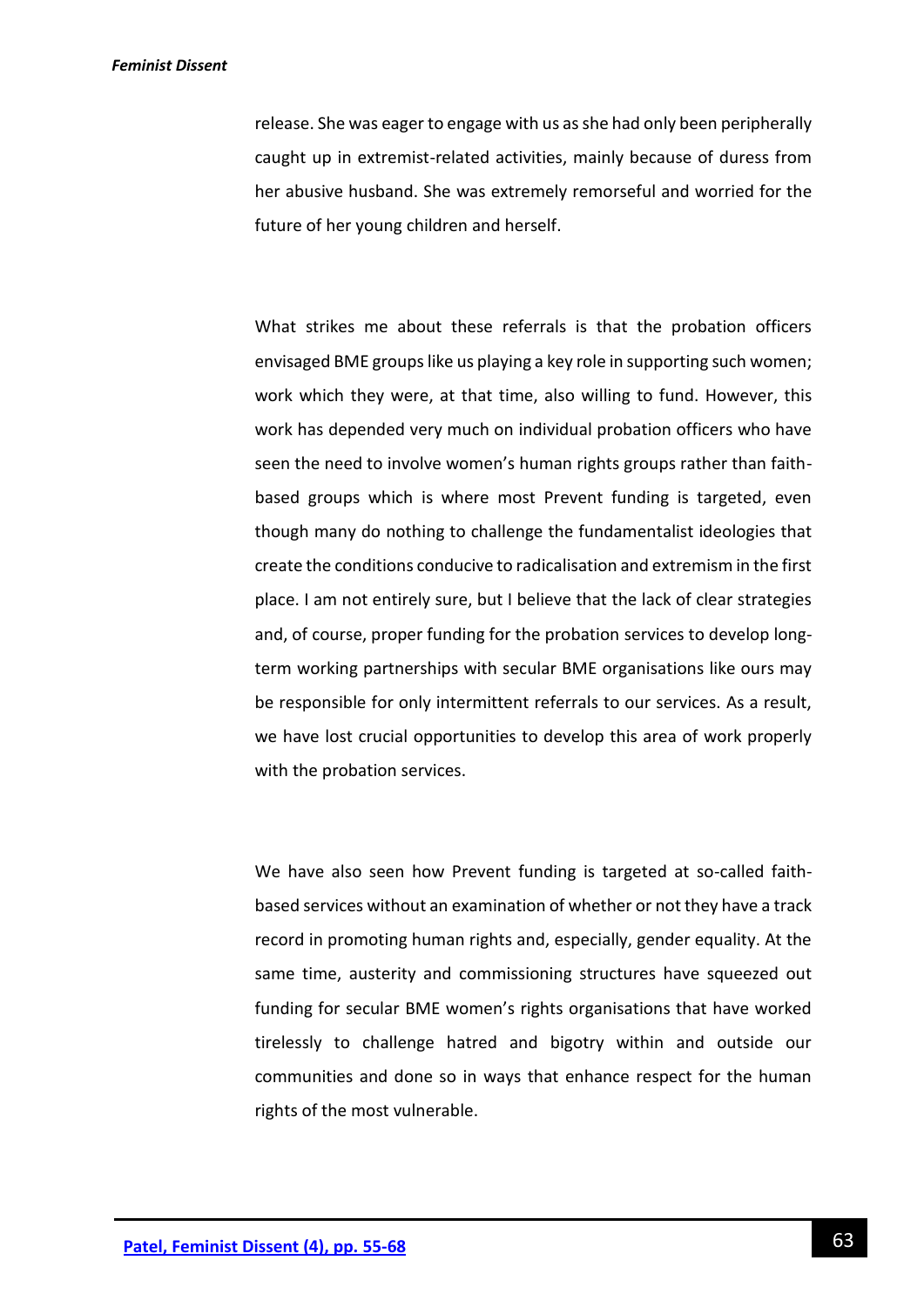release. She was eager to engage with us as she had only been peripherally caught up in extremist-related activities, mainly because of duress from her abusive husband. She was extremely remorseful and worried for the future of her young children and herself.

What strikes me about these referrals is that the probation officers envisaged BME groups like us playing a key role in supporting such women; work which they were, at that time, also willing to fund. However, this work has depended very much on individual probation officers who have seen the need to involve women's human rights groups rather than faith-based groups which is where most Prevent funding is targeted, even though many do nothing to challenge the fundamentalist ideologies that create the conditions conducive to radicalisation and extremism in the first place. I am not entirely sure, but I believe that the lack of clear strategies and, of course, proper funding for the probation services to develop long-term working partnerships with secular BME organisations like ours may be responsible for only intermittent referrals to our services. As a result, we have lost crucial opportunities to develop this area of work properly with the probation services.

We have also seen how Prevent funding is targeted at so-called faith-based services without an examination of whether or not they have a track record in promoting human rights and, especially, gender equality. At the same time, austerity and commissioning structures have squeezed out funding for secular BME women's rights organisations that have worked tirelessly to challenge hatred and bigotry within and outside our communities and done so in ways that enhance respect for the human rights of the most vulnerable.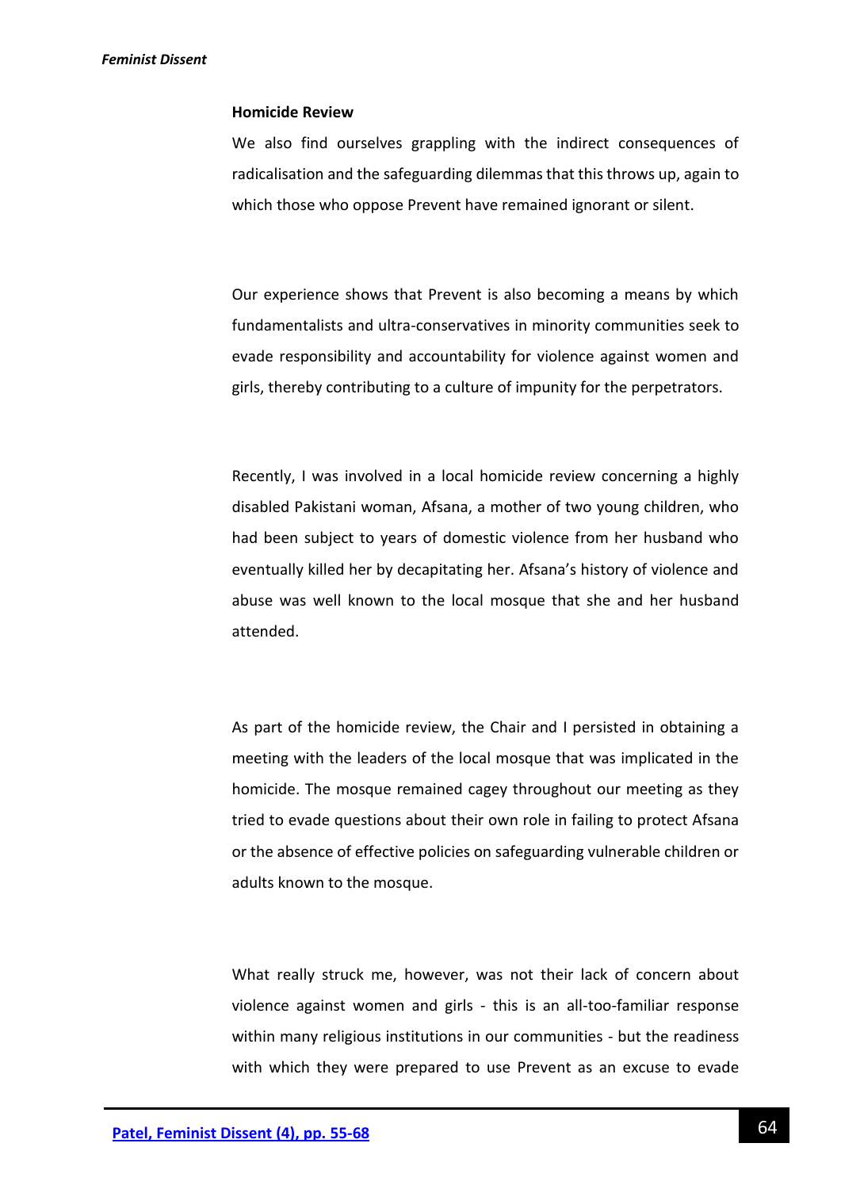**Homicide Review**

We also find ourselves grappling with the indirect consequences of radicalisation and the safeguarding dilemmas that this throws up, again to which those who oppose Prevent have remained ignorant or silent.

Our experience shows that Prevent is also becoming a means by which fundamentalists and ultra-conservatives in minority communities seek to evade responsibility and accountability for violence against women and girls, thereby contributing to a culture of impunity for the perpetrators.

Recently, I was involved in a local homicide review concerning a highly disabled Pakistani woman, Afsana, a mother of two young children, who had been subject to years of domestic violence from her husband who eventually killed her by decapitating her. Afsana's history of violence and abuse was well known to the local mosque that she and her husband attended.

As part of the homicide review, the Chair and I persisted in obtaining a meeting with the leaders of the local mosque that was implicated in the homicide. The mosque remained cagey throughout our meeting as they tried to evade questions about their own role in failing to protect Afsana or the absence of effective policies on safeguarding vulnerable children or adults known to the mosque.

What really struck me, however, was not their lack of concern about violence against women and girls - this is an all-too-familiar response within many religious institutions in our communities - but the readiness with which they were prepared to use Prevent as an excuse to evade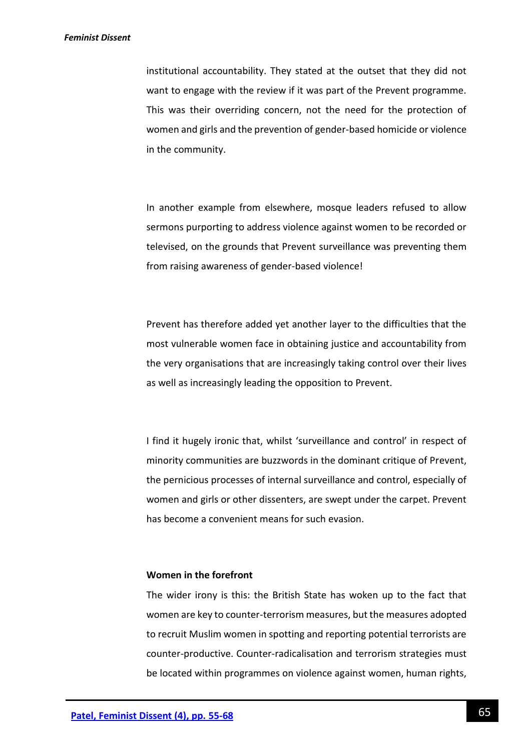institutional accountability. They stated at the outset that they did not want to engage with the review if it was part of the Prevent programme. This was their overriding concern, not the need for the protection of women and girls and the prevention of gender-based homicide or violence in the community.

In another example from elsewhere, mosque leaders refused to allow sermons purporting to address violence against women to be recorded or televised, on the grounds that Prevent surveillance was preventing them from raising awareness of gender-based violence!

Prevent has therefore added yet another layer to the difficulties that the most vulnerable women face in obtaining justice and accountability from the very organisations that are increasingly taking control over their lives as well as increasingly leading the opposition to Prevent.

I find it hugely ironic that, whilst 'surveillance and control' in respect of minority communities are buzzwords in the dominant critique of Prevent, the pernicious processes of internal surveillance and control, especially of women and girls or other dissenters, are swept under the carpet. Prevent has become a convenient means for such evasion.

**Women in the forefront**

The wider irony is this: the British State has woken up to the fact that women are key to counter-terrorism measures, but the measures adopted to recruit Muslim women in spotting and reporting potential terrorists are counter-productive. Counter-radicalisation and terrorism strategies must be located within programmes on violence against women, human rights,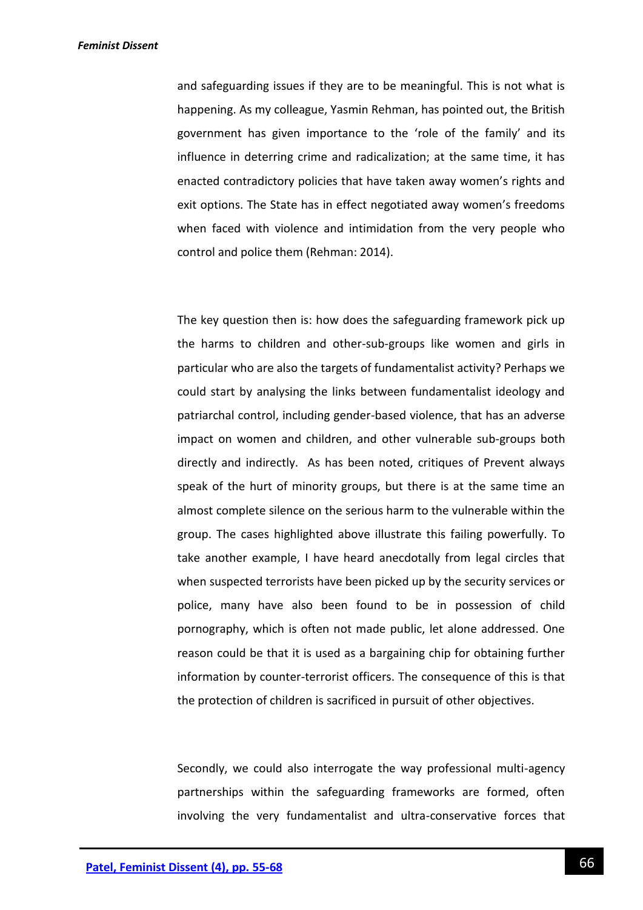and safeguarding issues if they are to be meaningful. This is not what is happening. As my colleague, Yasmin Rehman, has pointed out, the British government has given importance to the 'role of the family' and its influence in deterring crime and radicalization; at the same time, it has enacted contradictory policies that have taken away women's rights and exit options. The State has in effect negotiated away women's freedoms when faced with violence and intimidation from the very people who control and police them (Rehman: 2014).

The key question then is: how does the safeguarding framework pick up the harms to children and other-sub-groups like women and girls in particular who are also the targets of fundamentalist activity? Perhaps we could start by analysing the links between fundamentalist ideology and patriarchal control, including gender-based violence, that has an adverse impact on women and children, and other vulnerable sub-groups both directly and indirectly. As has been noted, critiques of Prevent always speak of the hurt of minority groups, but there is at the same time an almost complete silence on the serious harm to the vulnerable within the group. The cases highlighted above illustrate this failing powerfully. To take another example, I have heard anecdotally from legal circles that when suspected terrorists have been picked up by the security services or police, many have also been found to be in possession of child pornography, which is often not made public, let alone addressed. One reason could be that it is used as a bargaining chip for obtaining further information by counter-terrorist officers. The consequence of this is that the protection of children is sacrificed in pursuit of other objectives.

Secondly, we could also interrogate the way professional multi-agency partnerships within the safeguarding frameworks are formed, often involving the very fundamentalist and ultra-conservative forces that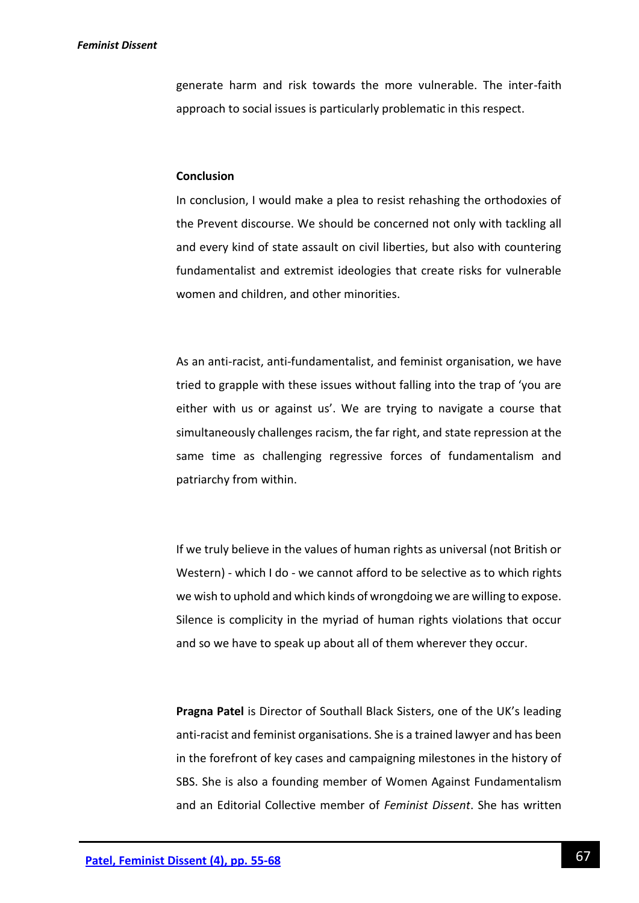generate harm and risk towards the more vulnerable. The inter-faith approach to social issues is particularly problematic in this respect.

**Conclusion**

In conclusion, I would make a plea to resist rehashing the orthodoxies of the Prevent discourse. We should be concerned not only with tackling all and every kind of state assault on civil liberties, but also with countering fundamentalist and extremist ideologies that create risks for vulnerable women and children, and other minorities.

As an anti-racist, anti-fundamentalist, and feminist organisation, we have tried to grapple with these issues without falling into the trap of 'you are either with us or against us'. We are trying to navigate a course that simultaneously challenges racism, the far right, and state repression at the same time as challenging regressive forces of fundamentalism and patriarchy from within.

If we truly believe in the values of human rights as universal (not British or Western) - which I do - we cannot afford to be selective as to which rights we wish to uphold and which kinds of wrongdoing we are willing to expose. Silence is complicity in the myriad of human rights violations that occur and so we have to speak up about all of them wherever they occur.

**Pragna Patel** is Director of Southall Black Sisters, one of the UK's leading anti-racist and feminist organisations. She is a trained lawyer and has been in the forefront of key cases and campaigning milestones in the history of SBS. She is also a founding member of Women Against Fundamentalism and an Editorial Collective member of *Feminist Dissent*. She has written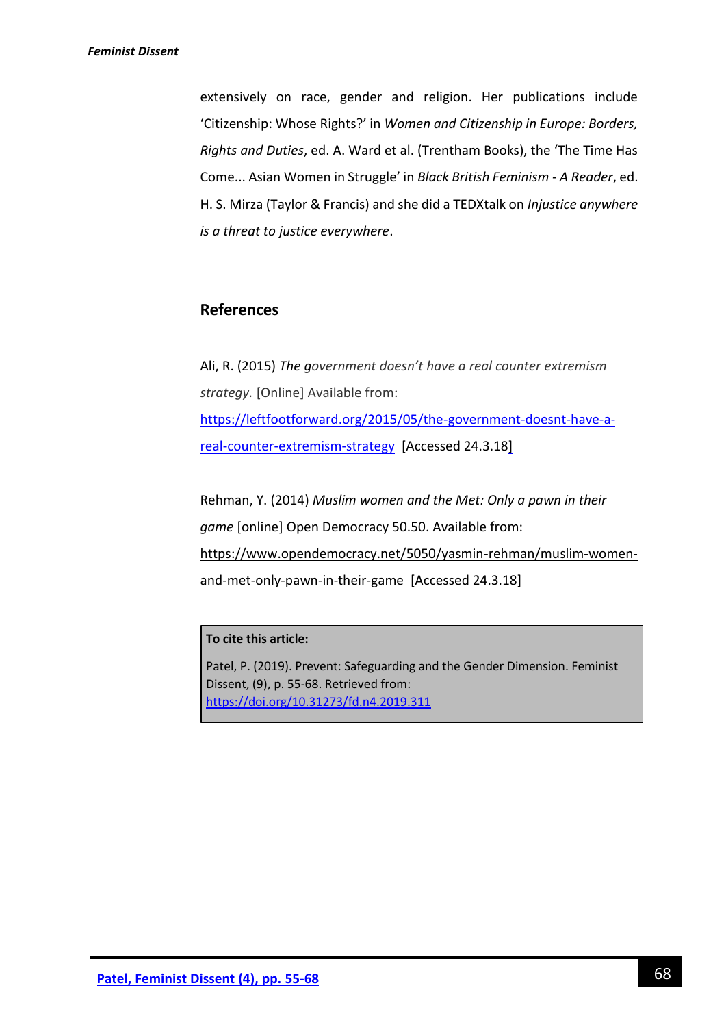extensively on race, gender and religion. Her publications include 'Citizenship: Whose Rights?' in *Women and Citizenship in Europe: Borders, Rights and Duties*, ed. A. Ward et al. (Trentham Books), the 'The Time Has Come... Asian Women in Struggle' in *Black British Feminism - A Reader*, ed. H. S. Mirza (Taylor & Francis) and she did a TEDXtalk on *Injustice anywhere is a threat to justice everywhere*.

## References

Ali, R. (2015) *The government doesn't have a real counter extremism strategy.* [Online] Available from: https://leftfootforward.org/2015/05/the-government-doesnt-have-a-real-counter-extremism-strategy [Accessed 24.3.18]

Rehman, Y. (2014) *Muslim women and the Met: Only a pawn in their game* [online] Open Democracy 50.50. Available from: https://www.opendemocracy.net/5050/yasmin-rehman/muslim-women-and-met-only-pawn-in-their-game [Accessed 24.3.18]

**To cite this article:**

Patel, P. (2019). Prevent: Safeguarding and the Gender Dimension. Feminist Dissent, (9), p. 55-68. Retrieved from: https://doi.org/10.31273/fd.n4.2019.311